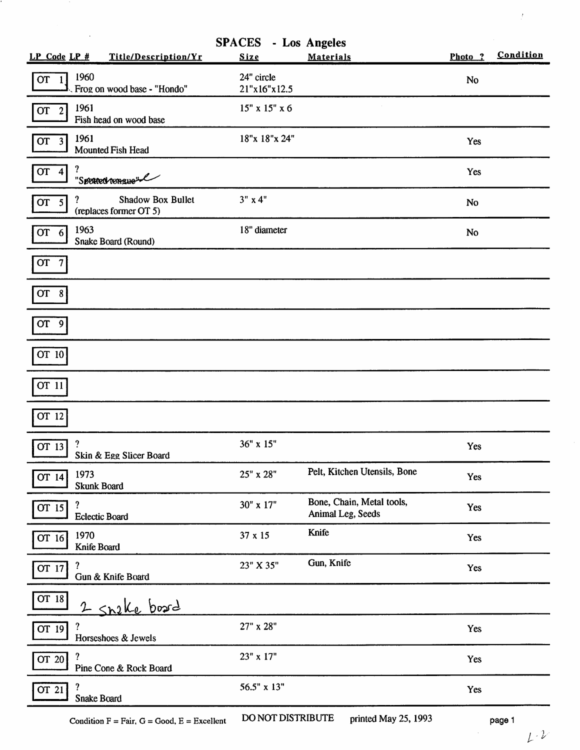# SPACES - Los Angeles

| LP Code | LP # | Title/Description/Yr | Size | Materials | Photo ? | Condition |
|---|---|---|---|---|---|---|
| OT | 1 | 1960<br>Frog on wood base - "Hondo" | 24" circle<br>21"x16"x12.5 | | No | |
| OT | 2 | 1961<br>Fish head on wood base | 15" x 15" x 6 | | | |
| OT | 3 | 1961<br>Mounted Fish Head | 18"x 18"x 24" | | Yes | |
| OT | 4 | ?<br>"Spotted tongue" | | | Yes | |
| OT | 5 | ? Shadow Box Bullet<br>(replaces former OT 5) | 3" x 4" | | No | |
| OT | 6 | 1963<br>Snake Board (Round) | 18" diameter | | No | |
| OT | 7 | | | | | |
| OT | 8 | | | | | |
| OT | 9 | | | | | |
| OT | 10 | | | | | |
| OT | 11 | | | | | |
| OT | 12 | | | | | |
| OT | 13 | ?<br>Skin & Egg Slicer Board | 36" x 15" | | Yes | |
| OT | 14 | 1973<br>Skunk Board | 25" x 28" | Pelt, Kitchen Utensils, Bone | Yes | |
| OT | 15 | ?<br>Eclectic Board | 30" x 17" | Bone, Chain, Metal tools, Animal Leg, Seeds | Yes | |
| OT | 16 | 1970<br>Knife Board | 37 x 15 | Knife | Yes | |
| OT | 17 | ?<br>Gun & Knife Board | 23" X 35" | Gun, Knife | Yes | |
| OT | 18 | 2 snake board | | | | |
| OT | 19 | ?<br>Horseshoes & Jewels | 27" x 28" | | Yes | |
| OT | 20 | ?<br>Pine Cone & Rock Board | 23" x 17" | | Yes | |
| OT | 21 | ?<br>Snake Board | 56.5" x 13" | | Yes | |

Condition F = Fair, G = Good, E = Excellent DO NOT DISTRIBUTE printed May 25, 1993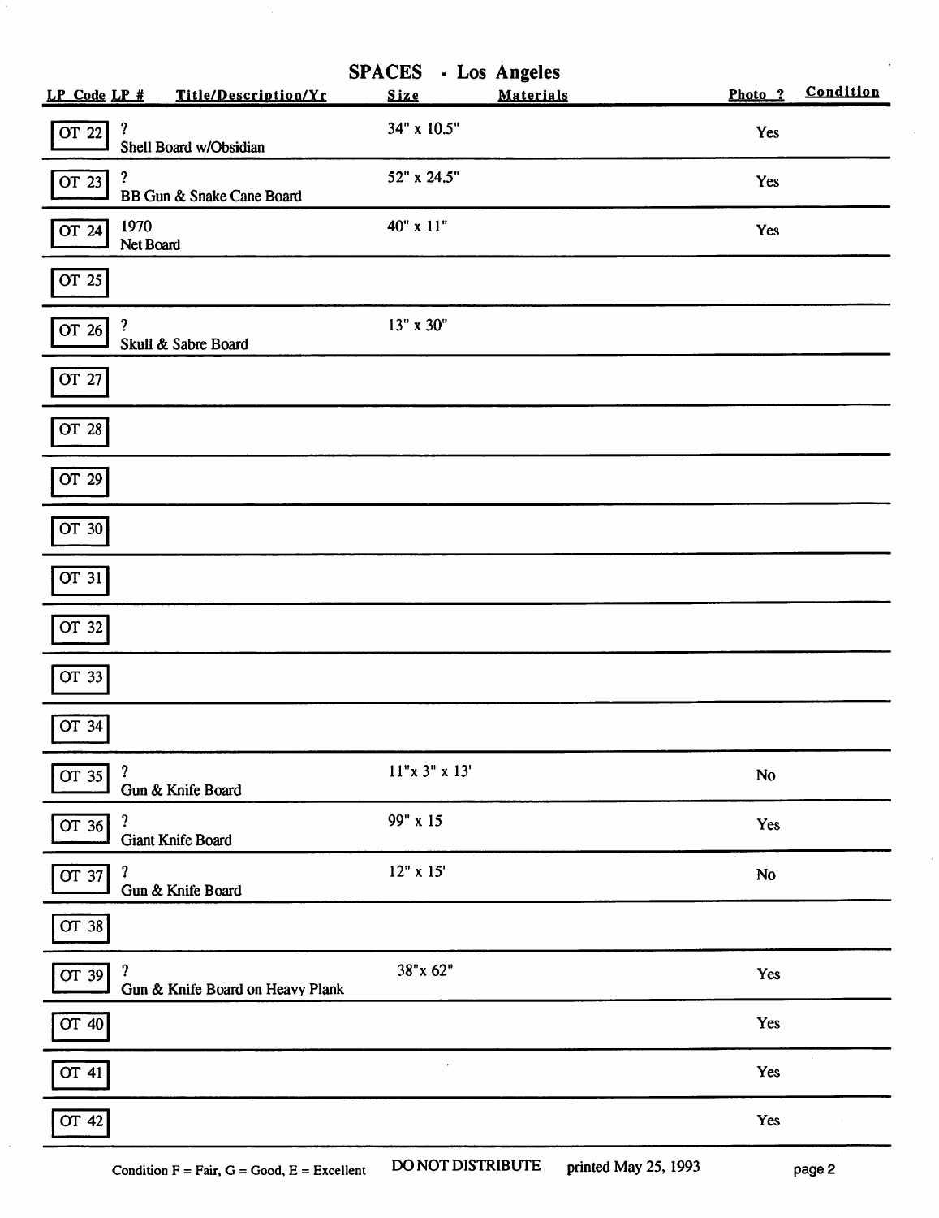# SPACES - Los Angeles

| LP Code | LP # | Title/Description/Yr | Size | Materials | Photo ? | Condition |
|---|---|---|---|---|---|---|
| OT | 22 | ? Shell Board w/Obsidian | 34" x 10.5" | | Yes | |
| OT | 23 | ? BB Gun & Snake Cane Board | 52" x 24.5" | | Yes | |
| OT | 24 | 1970 Net Board | 40" x 11" | | Yes | |
| OT | 25 | | | | | |
| OT | 26 | ? Skull & Sabre Board | 13" x 30" | | | |
| OT | 27 | | | | | |
| OT | 28 | | | | | |
| OT | 29 | | | | | |
| OT | 30 | | | | | |
| OT | 31 | | | | | |
| OT | 32 | | | | | |
| OT | 33 | | | | | |
| OT | 34 | | | | | |
| OT | 35 | ? Gun & Knife Board | 11"x 3" x 13' | | No | |
| OT | 36 | ? Giant Knife Board | 99" x 15 | | Yes | |
| OT | 37 | ? Gun & Knife Board | 12" x 15' | | No | |
| OT | 38 | | | | | |
| OT | 39 | ? Gun & Knife Board on Heavy Plank | 38"x 62" | | Yes | |
| OT | 40 | | | | Yes | |
| OT | 41 | | | | Yes | |
| OT | 42 | | | | Yes | |

Condition F = Fair, G = Good, E = Excellent DO NOT DISTRIBUTE printed May 25, 1993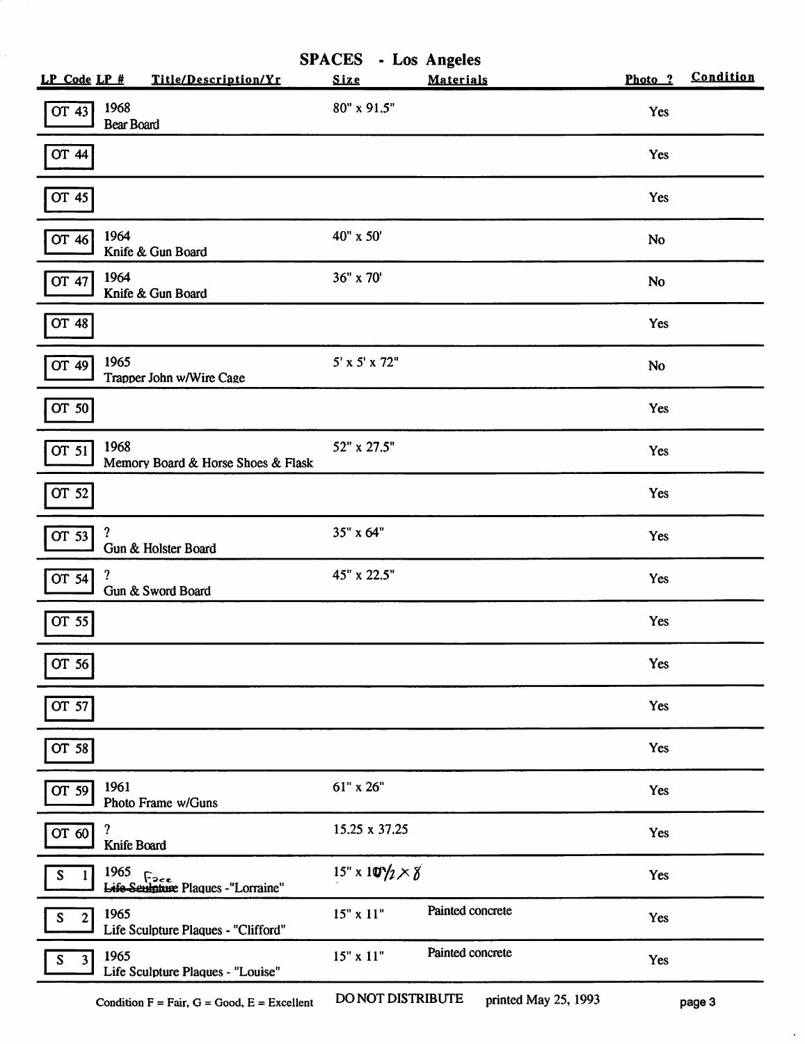# SPACES - Los Angeles

| LP Code | LP # | Title/Description/Yr | Size | Materials | Photo ? | Condition |
|---|---|---|---|---|---|---|
| OT | 43 | 1968<br>Bear Board | 80" x 91.5" | | Yes | |
| OT | 44 | | | | Yes | |
| OT | 45 | | | | Yes | |
| OT | 46 | 1964<br>Knife & Gun Board | 40" x 50' | | No | |
| OT | 47 | 1964<br>Knife & Gun Board | 36" x 70' | | No | |
| OT | 48 | | | | Yes | |
| OT | 49 | 1965<br>Trapper John w/Wire Cage | 5' x 5' x 72" | | No | |
| OT | 50 | | | | Yes | |
| OT | 51 | 1968<br>Memory Board & Horse Shoes & Flask | 52" x 27.5" | | Yes | |
| OT | 52 | | | | Yes | |
| OT | 53 | ?<br>Gun & Holster Board | 35" x 64" | | Yes | |
| OT | 54 | ?<br>Gun & Sword Board | 45" x 22.5" | | Yes | |
| OT | 55 | | | | Yes | |
| OT | 56 | | | | Yes | |
| OT | 57 | | | | Yes | |
| OT | 58 | | | | Yes | |
| OT | 59 | 1961<br>Photo Frame w/Guns | 61" x 26" | | Yes | |
| OT | 60 | ?<br>Knife Board | 15.25 x 37.25 | | Yes | |
| S | 1 | 1965<br>~~Life Sculpture~~ Face Plaques -"Lorraine" | 15" x 10½ x 8 | | Yes | |
| S | 2 | 1965<br>Life Sculpture Plaques - "Clifford" | 15" x 11" | Painted concrete | Yes | |
| S | 3 | 1965<br>Life Sculpture Plaques - "Louise" | 15" x 11" | Painted concrete | Yes | |

Condition F = Fair, G = Good, E = Excellent    DO NOT DISTRIBUTE    printed May 25, 1993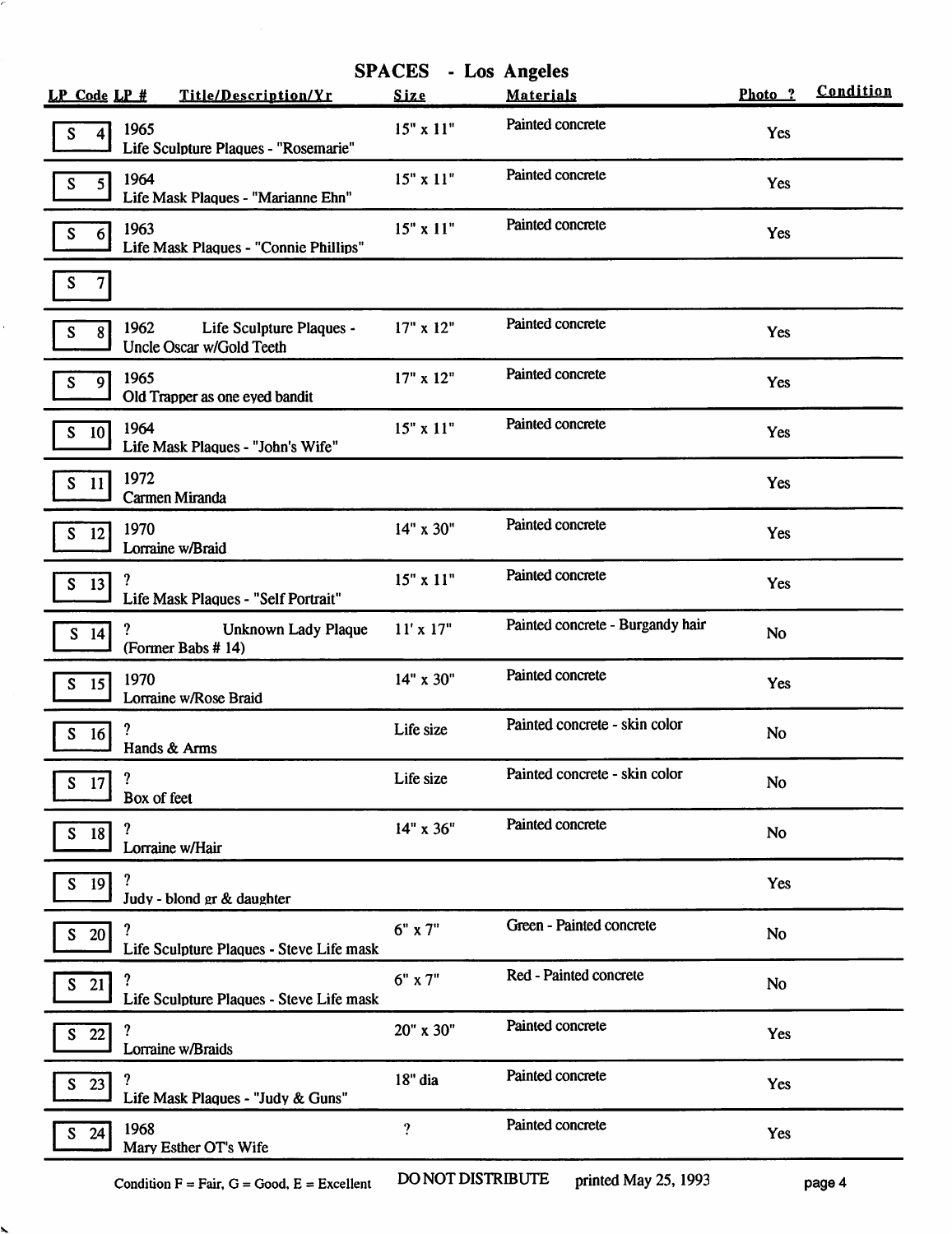# SPACES - Los Angeles

| LP Code | LP # | Title/Description/Yr | Size | Materials | Photo ? | Condition |
|---|---|---|---|---|---|---|
| S | 4 | 1965 Life Sculpture Plaques - "Rosemarie" | 15" x 11" | Painted concrete | Yes | |
| S | 5 | 1964 Life Mask Plaques - "Marianne Ehn" | 15" x 11" | Painted concrete | Yes | |
| S | 6 | 1963 Life Mask Plaques - "Connie Phillips" | 15" x 11" | Painted concrete | Yes | |
| S | 7 | | | | | |
| S | 8 | 1962 Life Sculpture Plaques - Uncle Oscar w/Gold Teeth | 17" x 12" | Painted concrete | Yes | |
| S | 9 | 1965 Old Trapper as one eyed bandit | 17" x 12" | Painted concrete | Yes | |
| S | 10 | 1964 Life Mask Plaques - "John's Wife" | 15" x 11" | Painted concrete | Yes | |
| S | 11 | 1972 Carmen Miranda | | | Yes | |
| S | 12 | 1970 Lorraine w/Braid | 14" x 30" | Painted concrete | Yes | |
| S | 13 | ? Life Mask Plaques - "Self Portrait" | 15" x 11" | Painted concrete | Yes | |
| S | 14 | ? Unknown Lady Plaque (Former Babs # 14) | 11' x 17" | Painted concrete - Burgandy hair | No | |
| S | 15 | 1970 Lorraine w/Rose Braid | 14" x 30" | Painted concrete | Yes | |
| S | 16 | ? Hands & Arms | Life size | Painted concrete - skin color | No | |
| S | 17 | ? Box of feet | Life size | Painted concrete - skin color | No | |
| S | 18 | ? Lorraine w/Hair | 14" x 36" | Painted concrete | No | |
| S | 19 | ? Judy - blond gr & daughter | | | Yes | |
| S | 20 | ? Life Sculpture Plaques - Steve Life mask | 6" x 7" | Green - Painted concrete | No | |
| S | 21 | ? Life Sculpture Plaques - Steve Life mask | 6" x 7" | Red - Painted concrete | No | |
| S | 22 | ? Lorraine w/Braids | 20" x 30" | Painted concrete | Yes | |
| S | 23 | ? Life Mask Plaques - "Judy & Guns" | 18" dia | Painted concrete | Yes | |
| S | 24 | 1968 Mary Esther OT's Wife | ? | Painted concrete | Yes | |

Condition F = Fair, G = Good, E = Excellent     DO NOT DISTRIBUTE     printed May 25, 1993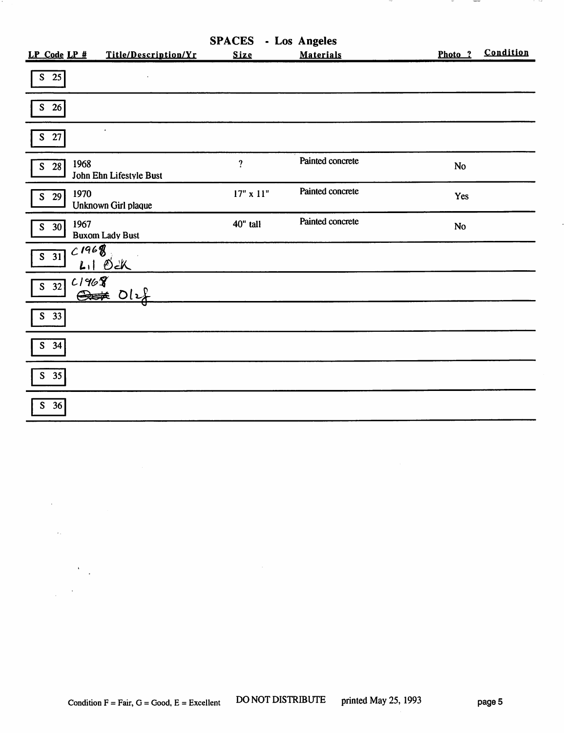# SPACES - Los Angeles

| LP Code LP # | Title/Description/Yr | Size | Materials | Photo ? | Condition |
|---|---|---|---|---|---|
| S 25 | | | | | |
| S 26 | | | | | |
| S 27 | | | | | |
| S 28 | 1968 John Ehn Lifestyle Bust | ? | Painted concrete | No | |
| S 29 | 1970 Unknown Girl plaque | 17" x 11" | Painted concrete | Yes | |
| S 30 | 1967 Buxom Lady Bust | 40" tall | Painted concrete | No | |
| S 31 | c1968 Lil Ock | | | | |
| S 32 | c1968 ~~Oak~~ Olaf | | | | |
| S 33 | | | | | |
| S 34 | | | | | |
| S 35 | | | | | |
| S 36 | | | | | |

Condition F = Fair, G = Good, E = Excellent DO NOT DISTRIBUTE printed May 25, 1993